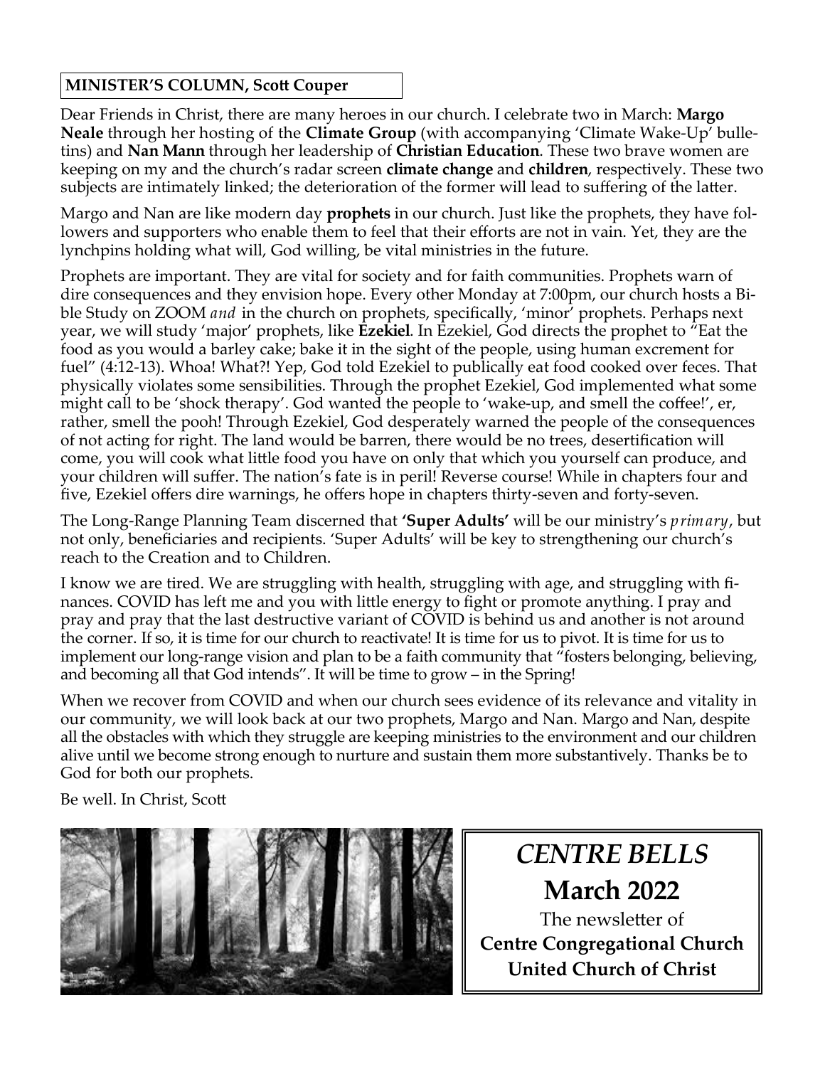**MINISTER'S COLUMN, Scott Couper**

Dear Friends in Christ, there are many heroes in our church. I celebrate two in March: **Margo Neale** through her hosting of the **Climate Group** (with accompanying 'Climate Wake-Up' bulletins) and **Nan Mann** through her leadership of **Christian Education**. These two brave women are keeping on my and the church's radar screen **climate change** and **children**, respectively. These two subjects are intimately linked; the deterioration of the former will lead to suffering of the latter.

Margo and Nan are like modern day **prophets** in our church. Just like the prophets, they have followers and supporters who enable them to feel that their efforts are not in vain. Yet, they are the lynchpins holding what will, God willing, be vital ministries in the future.

Prophets are important. They are vital for society and for faith communities. Prophets warn of dire consequences and they envision hope. Every other Monday at 7:00pm, our church hosts a Bible Study on ZOOM *and* in the church on prophets, specifically, 'minor' prophets. Perhaps next year, we will study 'major' prophets, like **Ezekiel**. In Ezekiel, God directs the prophet to "Eat the food as you would a barley cake; bake it in the sight of the people, using human excrement for fuel" (4:12-13). Whoa! What?! Yep, God told Ezekiel to publically eat food cooked over feces. That physically violates some sensibilities. Through the prophet Ezekiel, God implemented what some might call to be 'shock therapy'. God wanted the people to 'wake-up, and smell the coffee!', er, rather, smell the pooh! Through Ezekiel, God desperately warned the people of the consequences of not acting for right. The land would be barren, there would be no trees, desertification will come, you will cook what little food you have on only that which you yourself can produce, and your children will suffer. The nation's fate is in peril! Reverse course! While in chapters four and five, Ezekiel offers dire warnings, he offers hope in chapters thirty-seven and forty-seven.

The Long-Range Planning Team discerned that **'Super Adults'** will be our ministry's *primary*, but not only, beneficiaries and recipients. 'Super Adults' will be key to strengthening our church's reach to the Creation and to Children.

I know we are tired. We are struggling with health, struggling with age, and struggling with finances. COVID has left me and you with little energy to fight or promote anything. I pray and pray and pray that the last destructive variant of COVID is behind us and another is not around the corner. If so, it is time for our church to reactivate! It is time for us to pivot. It is time for us to implement our long-range vision and plan to be a faith community that "fosters belonging, believing, and becoming all that God intends". It will be time to grow – in the Spring!

When we recover from COVID and when our church sees evidence of its relevance and vitality in our community, we will look back at our two prophets, Margo and Nan. Margo and Nan, despite all the obstacles with which they struggle are keeping ministries to the environment and our children alive until we become strong enough to nurture and sustain them more substantively. Thanks be to God for both our prophets.

Be well. In Christ, Scott

# *CENTRE BELLS*

## March 2022

The newsletter of
**Centre Congregational Church**
**United Church of Christ**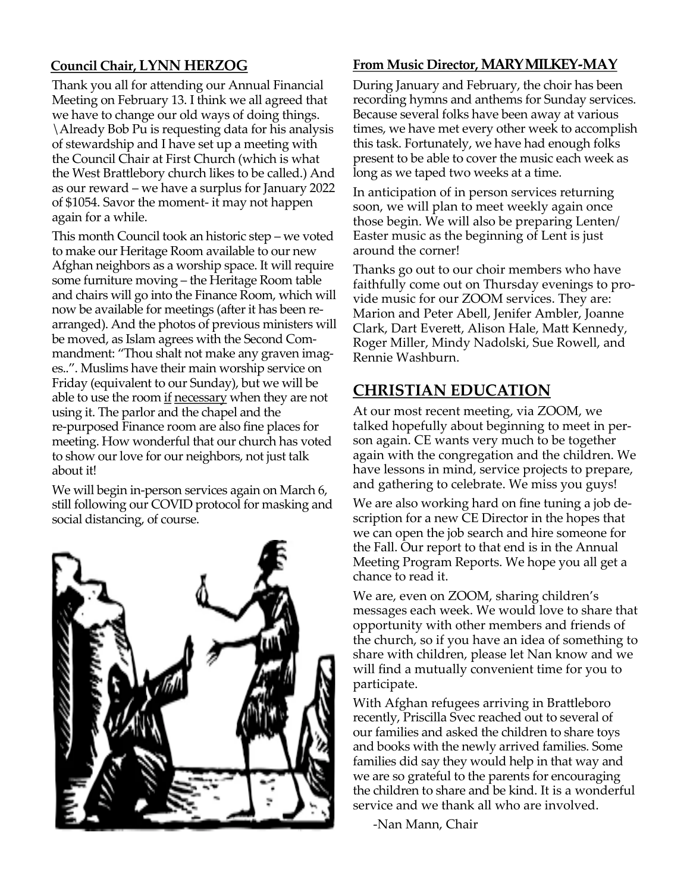### Council Chair, LYNN HERZOG

Thank you all for attending our Annual Financial Meeting on February 13. I think we all agreed that we have to change our old ways of doing things. \Already Bob Pu is requesting data for his analysis of stewardship and I have set up a meeting with the Council Chair at First Church (which is what the West Brattlebory church likes to be called.) And as our reward – we have a surplus for January 2022 of $1054. Savor the moment- it may not happen again for a while.

This month Council took an historic step – we voted to make our Heritage Room available to our new Afghan neighbors as a worship space. It will require some furniture moving – the Heritage Room table and chairs will go into the Finance Room, which will now be available for meetings (after it has been rearranged). And the photos of previous ministers will be moved, as Islam agrees with the Second Commandment: "Thou shalt not make any graven images..". Muslims have their main worship service on Friday (equivalent to our Sunday), but we will be able to use the room if necessary when they are not using it. The parlor and the chapel and the re-purposed Finance room are also fine places for meeting. How wonderful that our church has voted to show our love for our neighbors, not just talk about it!

We will begin in-person services again on March 6, still following our COVID protocol for masking and social distancing, of course.

### From Music Director, MARY MILKEY-MAY

During January and February, the choir has been recording hymns and anthems for Sunday services. Because several folks have been away at various times, we have met every other week to accomplish this task. Fortunately, we have had enough folks present to be able to cover the music each week as long as we taped two weeks at a time.

In anticipation of in person services returning soon, we will plan to meet weekly again once those begin. We will also be preparing Lenten/ Easter music as the beginning of Lent is just around the corner!

Thanks go out to our choir members who have faithfully come out on Thursday evenings to provide music for our ZOOM services. They are: Marion and Peter Abell, Jenifer Ambler, Joanne Clark, Dart Everett, Alison Hale, Matt Kennedy, Roger Miller, Mindy Nadolski, Sue Rowell, and Rennie Washburn.

## CHRISTIAN EDUCATION

At our most recent meeting, via ZOOM, we talked hopefully about beginning to meet in person again. CE wants very much to be together again with the congregation and the children. We have lessons in mind, service projects to prepare, and gathering to celebrate. We miss you guys!

We are also working hard on fine tuning a job description for a new CE Director in the hopes that we can open the job search and hire someone for the Fall. Our report to that end is in the Annual Meeting Program Reports. We hope you all get a chance to read it.

We are, even on ZOOM, sharing children's messages each week. We would love to share that opportunity with other members and friends of the church, so if you have an idea of something to share with children, please let Nan know and we will find a mutually convenient time for you to participate.

With Afghan refugees arriving in Brattleboro recently, Priscilla Svec reached out to several of our families and asked the children to share toys and books with the newly arrived families. Some families did say they would help in that way and we are so grateful to the parents for encouraging the children to share and be kind. It is a wonderful service and we thank all who are involved.

-Nan Mann, Chair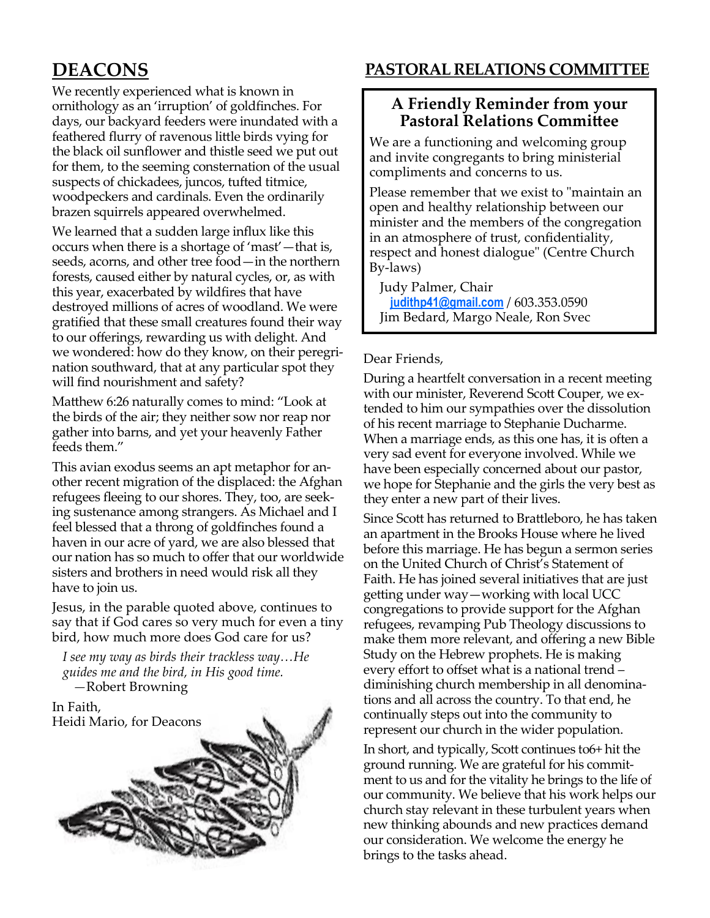## DEACONS

We recently experienced what is known in ornithology as an 'irruption' of goldfinches. For days, our backyard feeders were inundated with a feathered flurry of ravenous little birds vying for the black oil sunflower and thistle seed we put out for them, to the seeming consternation of the usual suspects of chickadees, juncos, tufted titmice, woodpeckers and cardinals. Even the ordinarily brazen squirrels appeared overwhelmed.

We learned that a sudden large influx like this occurs when there is a shortage of 'mast'—that is, seeds, acorns, and other tree food—in the northern forests, caused either by natural cycles, or, as with this year, exacerbated by wildfires that have destroyed millions of acres of woodland. We were gratified that these small creatures found their way to our offerings, rewarding us with delight. And we wondered: how do they know, on their peregrination southward, that at any particular spot they will find nourishment and safety?

Matthew 6:26 naturally comes to mind: "Look at the birds of the air; they neither sow nor reap nor gather into barns, and yet your heavenly Father feeds them."

This avian exodus seems an apt metaphor for another recent migration of the displaced: the Afghan refugees fleeing to our shores. They, too, are seeking sustenance among strangers. As Michael and I feel blessed that a throng of goldfinches found a haven in our acre of yard, we are also blessed that our nation has so much to offer that our worldwide sisters and brothers in need would risk all they have to join us.

Jesus, in the parable quoted above, continues to say that if God cares so very much for even a tiny bird, how much more does God care for us?

> *I see my way as birds their trackless way…He guides me and the bird, in His good time.*
> —Robert Browning

In Faith,
Heidi Mario, for Deacons

## PASTORAL RELATIONS COMMITTEE

### A Friendly Reminder from your Pastoral Relations Committee

We are a functioning and welcoming group and invite congregants to bring ministerial compliments and concerns to us.

Please remember that we exist to "maintain an open and healthy relationship between our minister and the members of the congregation in an atmosphere of trust, confidentiality, respect and honest dialogue" (Centre Church By-laws)

Judy Palmer, Chair
judithp41@gmail.com / 603.353.0590
Jim Bedard, Margo Neale, Ron Svec

Dear Friends,

During a heartfelt conversation in a recent meeting with our minister, Reverend Scott Couper, we extended to him our sympathies over the dissolution of his recent marriage to Stephanie Ducharme. When a marriage ends, as this one has, it is often a very sad event for everyone involved. While we have been especially concerned about our pastor, we hope for Stephanie and the girls the very best as they enter a new part of their lives.

Since Scott has returned to Brattleboro, he has taken an apartment in the Brooks House where he lived before this marriage. He has begun a sermon series on the United Church of Christ's Statement of Faith. He has joined several initiatives that are just getting under way—working with local UCC congregations to provide support for the Afghan refugees, revamping Pub Theology discussions to make them more relevant, and offering a new Bible Study on the Hebrew prophets. He is making every effort to offset what is a national trend – diminishing church membership in all denominations and all across the country. To that end, he continually steps out into the community to represent our church in the wider population.

In short, and typically, Scott continues to6+ hit the ground running. We are grateful for his commitment to us and for the vitality he brings to the life of our community. We believe that his work helps our church stay relevant in these turbulent years when new thinking abounds and new practices demand our consideration. We welcome the energy he brings to the tasks ahead.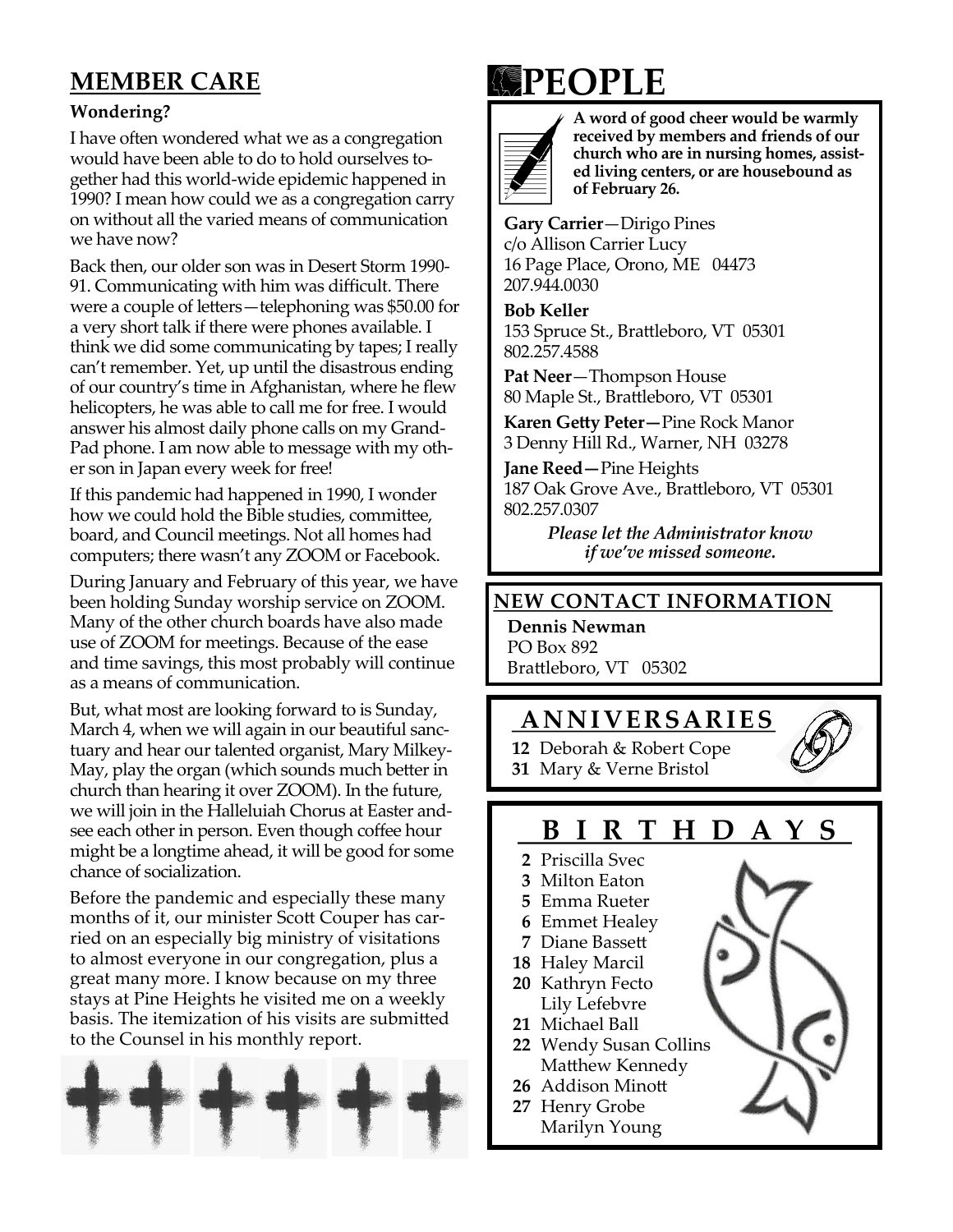## MEMBER CARE

### Wondering?

I have often wondered what we as a congregation would have been able to do to hold ourselves together had this world-wide epidemic happened in 1990? I mean how could we as a congregation carry on without all the varied means of communication we have now?

Back then, our older son was in Desert Storm 1990-91. Communicating with him was difficult. There were a couple of letters—telephoning was $50.00 for a very short talk if there were phones available. I think we did some communicating by tapes; I really can't remember. Yet, up until the disastrous ending of our country's time in Afghanistan, where he flew helicopters, he was able to call me for free. I would answer his almost daily phone calls on my GrandPad phone. I am now able to message with my other son in Japan every week for free!

If this pandemic had happened in 1990, I wonder how we could hold the Bible studies, committee, board, and Council meetings. Not all homes had computers; there wasn't any ZOOM or Facebook.

During January and February of this year, we have been holding Sunday worship service on ZOOM. Many of the other church boards have also made use of ZOOM for meetings. Because of the ease and time savings, this most probably will continue as a means of communication.

But, what most are looking forward to is Sunday, March 4, when we will again in our beautiful sanctuary and hear our talented organist, Mary Milkey-May, play the organ (which sounds much better in church than hearing it over ZOOM). In the future, we will join in the Halleluiah Chorus at Easter and see each other in person. Even though coffee hour might be a longtime ahead, it will be good for some chance of socialization.

Before the pandemic and especially these many months of it, our minister Scott Couper has carried on an especially big ministry of visitations to almost everyone in our congregation, plus a great many more. I know because on my three stays at Pine Heights he visited me on a weekly basis. The itemization of his visits are submitted to the Counsel in his monthly report.

## PEOPLE

**A word of good cheer would be warmly received by members and friends of our church who are in nursing homes, assisted living centers, or are housebound as of February 26.**

**Gary Carrier**—Dirigo Pines
c/o Allison Carrier Lucy
16 Page Place, Orono, ME 04473
207.944.0030

**Bob Keller**
153 Spruce St., Brattleboro, VT 05301
802.257.4588

**Pat Neer**—Thompson House
80 Maple St., Brattleboro, VT 05301

**Karen Getty Peter—**Pine Rock Manor
3 Denny Hill Rd., Warner, NH 03278

**Jane Reed—**Pine Heights
187 Oak Grove Ave., Brattleboro, VT 05301
802.257.0307

*Please let the Administrator know if we've missed someone.*

### NEW CONTACT INFORMATION

**Dennis Newman**
PO Box 892
Brattleboro, VT 05302

### ANNIVERSARIES

**12** Deborah & Robert Cope
**31** Mary & Verne Bristol

### BIRTHDAYS

**2** Priscilla Svec
**3** Milton Eaton
**5** Emma Rueter
**6** Emmet Healey
**7** Diane Bassett
**18** Haley Marcil
**20** Kathryn Fecto
Lily Lefebvre
**21** Michael Ball
**22** Wendy Susan Collins
Matthew Kennedy
**26** Addison Minott
**27** Henry Grobe
Marilyn Young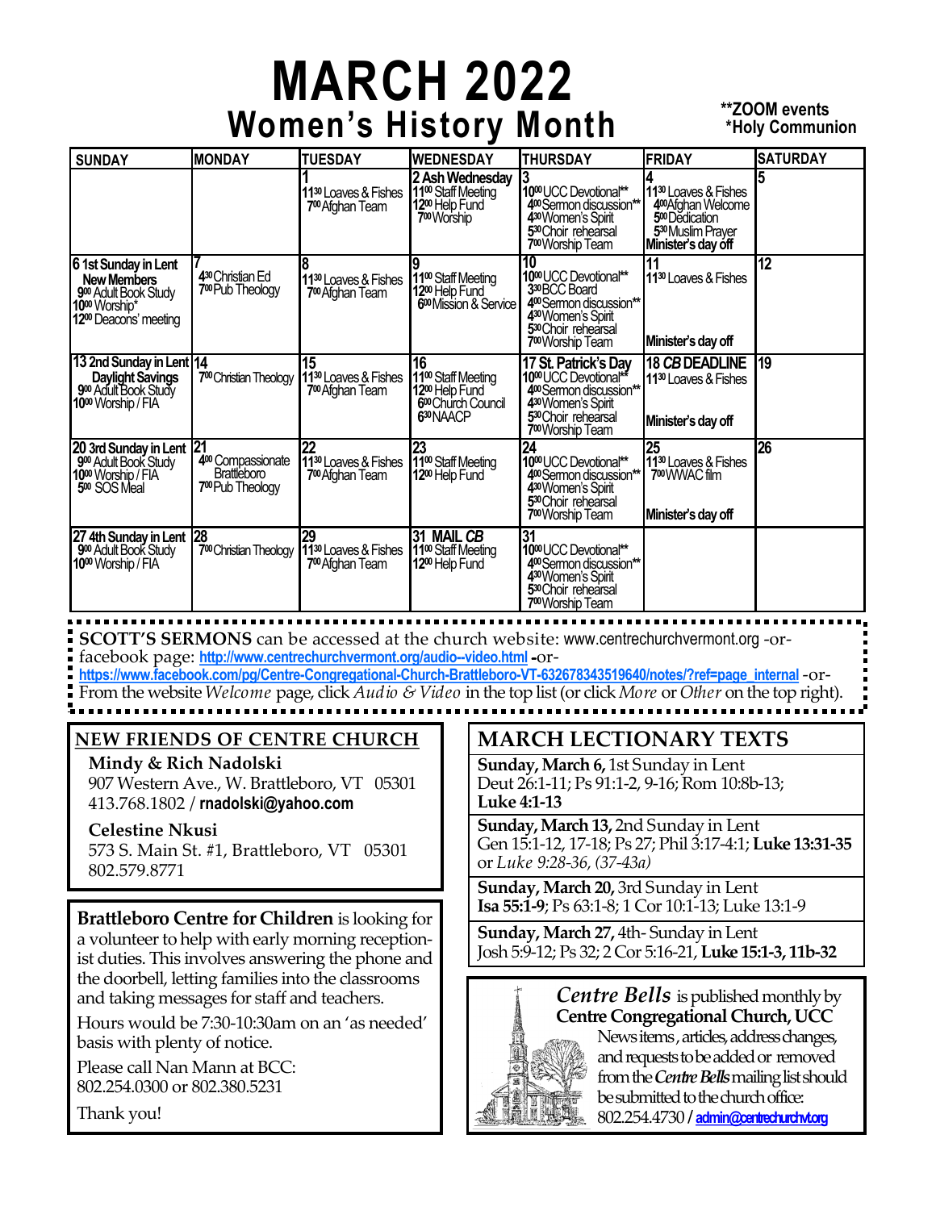# MARCH 2022

## Women's History Month

**ZOOM events
*Holy Communion

| SUNDAY | MONDAY | TUESDAY | WEDNESDAY | THURSDAY | FRIDAY | SATURDAY |
|---|---|---|---|---|---|---|
| | | 1<br>11:30 Loaves & Fishes<br>7:00 Afghan Team | 2 Ash Wednesday<br>11:00 Staff Meeting<br>12:00 Help Fund<br>7:00 Worship | 3<br>10:00 UCC Devotional**<br>4:00 Sermon discussion**<br>4:30 Women's Spirit<br>5:30 Choir rehearsal<br>7:00 Worship Team | 4<br>11:30 Loaves & Fishes<br>4:00 Afghan Welcome<br>5:00 Dedication<br>5:30 Muslim Prayer<br>Minister's day off | 5 |
| 6 1st Sunday in Lent<br>New Members<br>9:00 Adult Book Study<br>10:00 Worship*<br>12:00 Deacons' meeting | 7<br>4:30 Christian Ed<br>7:00 Pub Theology | 8<br>11:30 Loaves & Fishes<br>7:00 Afghan Team | 9<br>11:00 Staff Meeting<br>12:00 Help Fund<br>6:00 Mission & Service | 10<br>10:00 UCC Devotional**<br>3:30 BCC Board<br>4:00 Sermon discussion**<br>4:30 Women's Spirit<br>5:30 Choir rehearsal<br>7:00 Worship Team | 11<br>11:30 Loaves & Fishes<br>Minister's day off | 12 |
| 13 2nd Sunday in Lent<br>Daylight Savings<br>9:00 Adult Book Study<br>10:00 Worship / FIA | 14<br>7:00 Christian Theology | 15<br>11:30 Loaves & Fishes<br>7:00 Afghan Team | 16<br>11:00 Staff Meeting<br>12:00 Help Fund<br>6:00 Church Council<br>6:30 NAACP | 17 St. Patrick's Day<br>10:00 UCC Devotional**<br>4:00 Sermon discussion**<br>4:30 Women's Spirit<br>5:30 Choir rehearsal<br>7:00 Worship Team | 18 *CB* DEADLINE<br>11:30 Loaves & Fishes<br>Minister's day off | 19 |
| 20 3rd Sunday in Lent<br>9:00 Adult Book Study<br>10:00 Worship / FIA<br>5:00 SOS Meal | 21<br>4:00 Compassionate Brattleboro<br>7:00 Pub Theology | 22<br>11:30 Loaves & Fishes<br>7:00 Afghan Team | 23<br>11:00 Staff Meeting<br>12:00 Help Fund | 24<br>10:00 UCC Devotional**<br>4:00 Sermon discussion**<br>4:30 Women's Spirit<br>5:30 Choir rehearsal<br>7:00 Worship Team | 25<br>11:30 Loaves & Fishes<br>7:00 WWAC film<br>Minister's day off | 26 |
| 27 4th Sunday in Lent<br>9:00 Adult Book Study<br>10:00 Worship / FIA | 28<br>7:00 Christian Theology | 29<br>11:30 Loaves & Fishes<br>7:00 Afghan Team | 31 MAIL *CB*<br>11:00 Staff Meeting<br>12:00 Help Fund | 31<br>10:00 UCC Devotional**<br>4:00 Sermon discussion**<br>4:30 Women's Spirit<br>5:30 Choir rehearsal<br>7:00 Worship Team | | |

**SCOTT'S SERMONS** can be accessed at the church website: www.centrechurchvermont.org -or- facebook page: http://www.centrechurchvermont.org/audio--video.html -or- https://www.facebook.com/pg/Centre-Congregational-Church-Brattleboro-VT-632678343519640/notes/?ref=page_internal -or- From the website *Welcome* page, click *Audio & Video* in the top list (or click *More* or *Other* on the top right).

## NEW FRIENDS OF CENTRE CHURCH

**Mindy & Rich Nadolski**
907 Western Ave., W. Brattleboro, VT 05301
413.768.1802 / **rnadolski@yahoo.com**

**Celestine Nkusi**
573 S. Main St. #1, Brattleboro, VT 05301
802.579.8771

**Brattleboro Centre for Children** is looking for a volunteer to help with early morning receptionist duties. This involves answering the phone and the doorbell, letting families into the classrooms and taking messages for staff and teachers.

Hours would be 7:30-10:30am on an 'as needed' basis with plenty of notice.

Please call Nan Mann at BCC: 802.254.0300 or 802.380.5231

Thank you!

## MARCH LECTIONARY TEXTS

**Sunday, March 6,** 1st Sunday in Lent
Deut 26:1-11; Ps 91:1-2, 9-16; Rom 10:8b-13; **Luke 4:1-13**

**Sunday, March 13,** 2nd Sunday in Lent
Gen 15:1-12, 17-18; Ps 27; Phil 3:17-4:1; **Luke 13:31-35** or *Luke 9:28-36, (37-43a)*

**Sunday, March 20,** 3rd Sunday in Lent
**Isa 55:1-9**; Ps 63:1-8; 1 Cor 10:1-13; Luke 13:1-9

**Sunday, March 27,** 4th- Sunday in Lent
Josh 5:9-12; Ps 32; 2 Cor 5:16-21, **Luke 15:1-3, 11b-32**

*Centre Bells* is published monthly by **Centre Congregational Church, UCC**
News items, articles, address changes, and requests to be added or removed from the ***Centre Bells*** mailing list should be submitted to the church office: 802.254.4730 / admin@centrechurchvt.org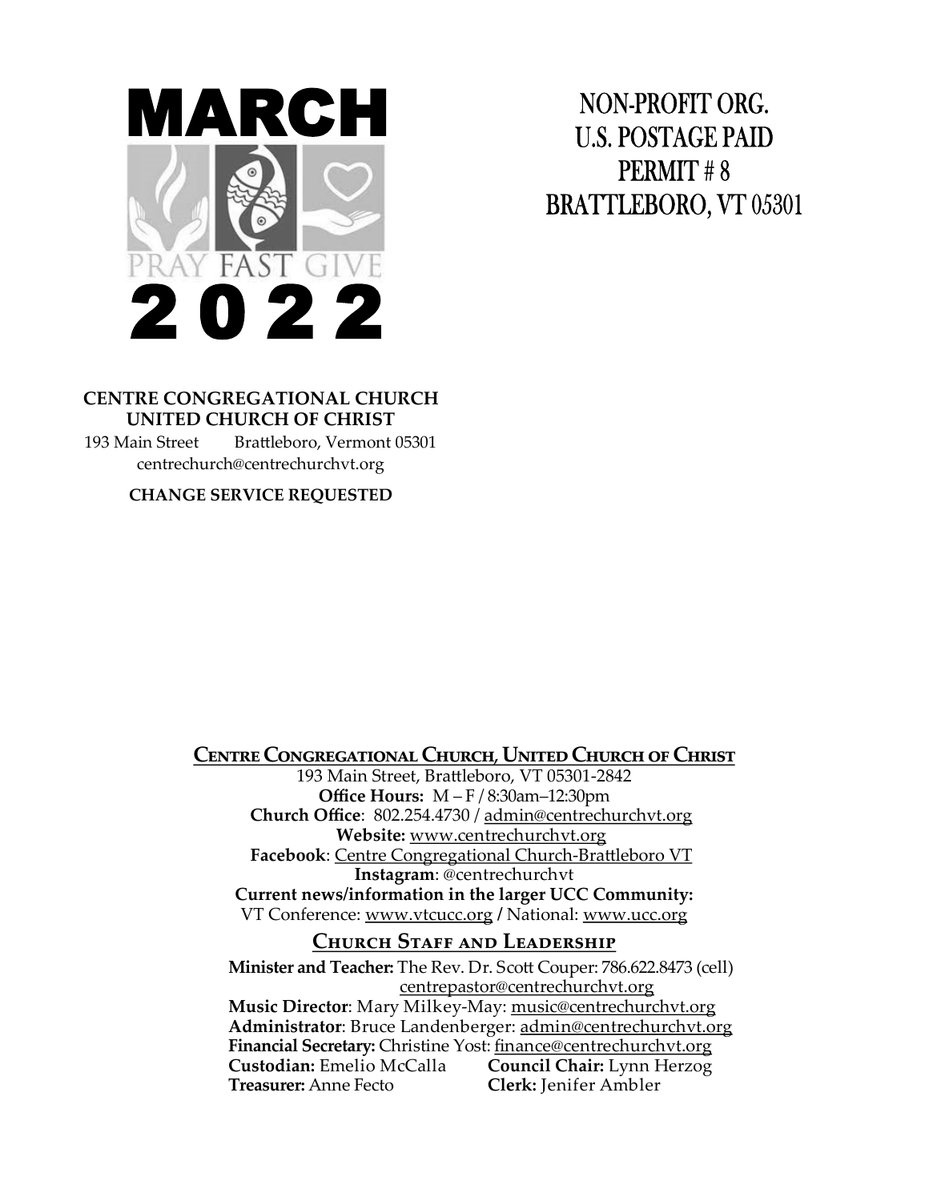# MARCH

PRAY FAST GIVE

# 2022

NON-PROFIT ORG.
U.S. POSTAGE PAID
PERMIT # 8
BRATTLEBORO, VT 05301

**CENTRE CONGREGATIONAL CHURCH**
**UNITED CHURCH OF CHRIST**
193 Main Street Brattleboro, Vermont 05301
centrechurch@centrechurchvt.org

**CHANGE SERVICE REQUESTED**

## Centre Congregational Church, United Church of Christ

193 Main Street, Brattleboro, VT 05301-2842
**Office Hours:** M – F / 8:30am–12:30pm
**Church Office**: 802.254.4730 / admin@centrechurchvt.org
**Website:** www.centrechurchvt.org
**Facebook**: Centre Congregational Church-Brattleboro VT
**Instagram**: @centrechurchvt
**Current news/information in the larger UCC Community:**
VT Conference: www.vtcucc.org / National: www.ucc.org

## Church Staff and Leadership

**Minister and Teacher:** The Rev. Dr. Scott Couper: 786.622.8473 (cell)
centrepastor@centrechurchvt.org
**Music Director**: Mary Milkey-May: music@centrechurchvt.org
**Administrator**: Bruce Landenberger: admin@centrechurchvt.org
**Financial Secretary:** Christine Yost: finance@centrechurchvt.org
**Custodian:** Emelio McCalla **Council Chair:** Lynn Herzog
**Treasurer:** Anne Fecto **Clerk:** Jenifer Ambler